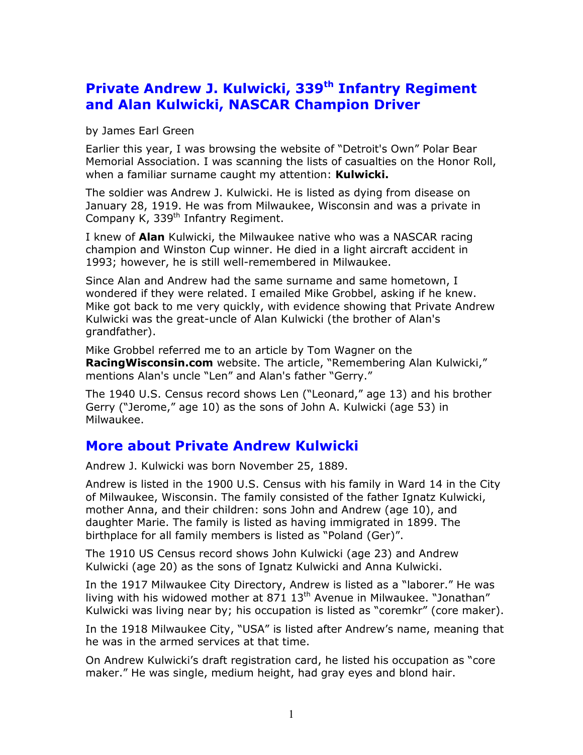# Private Andrew J. Kulwicki, 339th Infantry Regiment and Alan Kulwicki, NASCAR Champion Driver

by James Earl Green

Earlier this year, I was browsing the website of "Detroit's Own" Polar Bear Memorial Association. I was scanning the lists of casualties on the Honor Roll, when a familiar surname caught my attention: **Kulwicki.**

The soldier was Andrew J. Kulwicki. He is listed as dying from disease on January 28, 1919. He was from Milwaukee, Wisconsin and was a private in Company K, 339th Infantry Regiment.

I knew of **Alan** Kulwicki, the Milwaukee native who was a NASCAR racing champion and Winston Cup winner. He died in a light aircraft accident in 1993; however, he is still well-remembered in Milwaukee.

Since Alan and Andrew had the same surname and same hometown, I wondered if they were related. I emailed Mike Grobbel, asking if he knew. Mike got back to me very quickly, with evidence showing that Private Andrew Kulwicki was the great-uncle of Alan Kulwicki (the brother of Alan's grandfather).

Mike Grobbel referred me to an article by Tom Wagner on the **RacingWisconsin.com** website. The article, "Remembering Alan Kulwicki," mentions Alan's uncle "Len" and Alan's father "Gerry."

The 1940 U.S. Census record shows Len ("Leonard," age 13) and his brother Gerry ("Jerome," age 10) as the sons of John A. Kulwicki (age 53) in Milwaukee.

## More about Private Andrew Kulwicki

Andrew J. Kulwicki was born November 25, 1889.

Andrew is listed in the 1900 U.S. Census with his family in Ward 14 in the City of Milwaukee, Wisconsin. The family consisted of the father Ignatz Kulwicki, mother Anna, and their children: sons John and Andrew (age 10), and daughter Marie. The family is listed as having immigrated in 1899. The birthplace for all family members is listed as "Poland (Ger)".

The 1910 US Census record shows John Kulwicki (age 23) and Andrew Kulwicki (age 20) as the sons of Ignatz Kulwicki and Anna Kulwicki.

In the 1917 Milwaukee City Directory, Andrew is listed as a "laborer." He was living with his widowed mother at 871 13th Avenue in Milwaukee. "Jonathan" Kulwicki was living near by; his occupation is listed as "coremkr" (core maker).

In the 1918 Milwaukee City, "USA" is listed after Andrew's name, meaning that he was in the armed services at that time.

On Andrew Kulwicki's draft registration card, he listed his occupation as "core maker." He was single, medium height, had gray eyes and blond hair.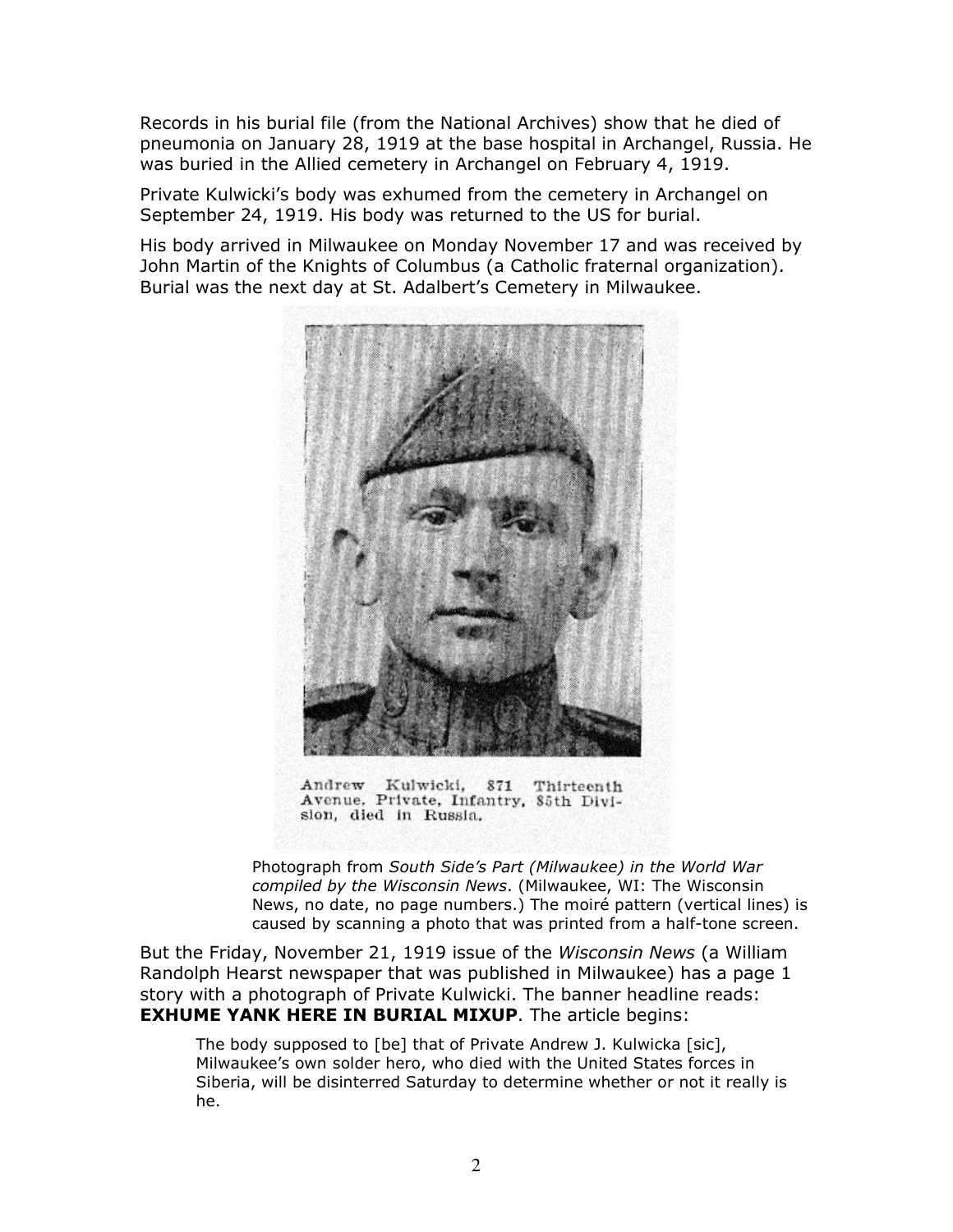Records in his burial file (from the National Archives) show that he died of pneumonia on January 28, 1919 at the base hospital in Archangel, Russia. He was buried in the Allied cemetery in Archangel on February 4, 1919.

Private Kulwicki's body was exhumed from the cemetery in Archangel on September 24, 1919. His body was returned to the US for burial.

His body arrived in Milwaukee on Monday November 17 and was received by John Martin of the Knights of Columbus (a Catholic fraternal organization). Burial was the next day at St. Adalbert's Cemetery in Milwaukee.

Andrew Kulwicki, 871 Thirteenth Avenue, Private, Infantry, 85th Division, died in Russia.

Photograph from *South Side's Part (Milwaukee) in the World War compiled by the Wisconsin News*. (Milwaukee, WI: The Wisconsin News, no date, no page numbers.) The moiré pattern (vertical lines) is caused by scanning a photo that was printed from a half-tone screen.

But the Friday, November 21, 1919 issue of the *Wisconsin News* (a William Randolph Hearst newspaper that was published in Milwaukee) has a page 1 story with a photograph of Private Kulwicki. The banner headline reads: **EXHUME YANK HERE IN BURIAL MIXUP**. The article begins:

> The body supposed to [be] that of Private Andrew J. Kulwicka [sic], Milwaukee's own solder hero, who died with the United States forces in Siberia, will be disinterred Saturday to determine whether or not it really is he.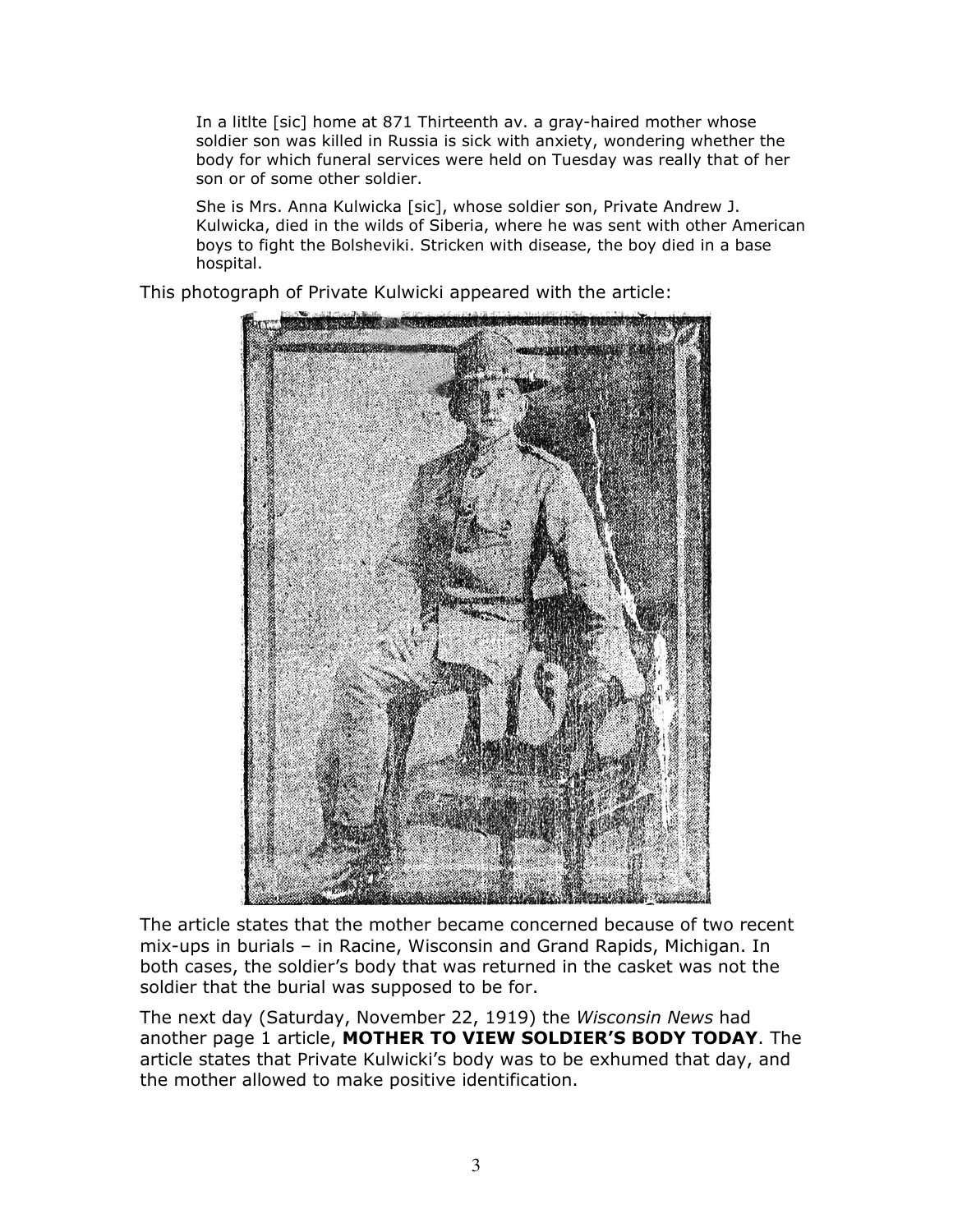> In a litlte [sic] home at 871 Thirteenth av. a gray-haired mother whose soldier son was killed in Russia is sick with anxiety, wondering whether the body for which funeral services were held on Tuesday was really that of her son or of some other soldier.
>
> She is Mrs. Anna Kulwicka [sic], whose soldier son, Private Andrew J. Kulwicka, died in the wilds of Siberia, where he was sent with other American boys to fight the Bolsheviki. Stricken with disease, the boy died in a base hospital.

This photograph of Private Kulwicki appeared with the article:

The article states that the mother became concerned because of two recent mix-ups in burials – in Racine, Wisconsin and Grand Rapids, Michigan. In both cases, the soldier's body that was returned in the casket was not the soldier that the burial was supposed to be for.

The next day (Saturday, November 22, 1919) the *Wisconsin News* had another page 1 article, **MOTHER TO VIEW SOLDIER'S BODY TODAY**. The article states that Private Kulwicki's body was to be exhumed that day, and the mother allowed to make positive identification.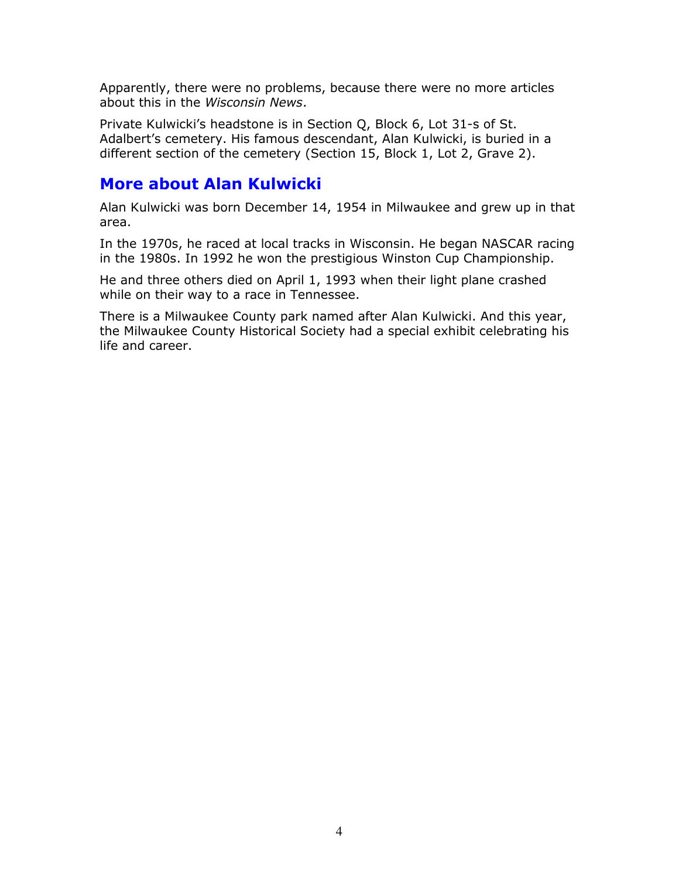Apparently, there were no problems, because there were no more articles about this in the *Wisconsin News*.

Private Kulwicki's headstone is in Section Q, Block 6, Lot 31-s of St. Adalbert's cemetery. His famous descendant, Alan Kulwicki, is buried in a different section of the cemetery (Section 15, Block 1, Lot 2, Grave 2).

## More about Alan Kulwicki

Alan Kulwicki was born December 14, 1954 in Milwaukee and grew up in that area.

In the 1970s, he raced at local tracks in Wisconsin. He began NASCAR racing in the 1980s. In 1992 he won the prestigious Winston Cup Championship.

He and three others died on April 1, 1993 when their light plane crashed while on their way to a race in Tennessee.

There is a Milwaukee County park named after Alan Kulwicki. And this year, the Milwaukee County Historical Society had a special exhibit celebrating his life and career.